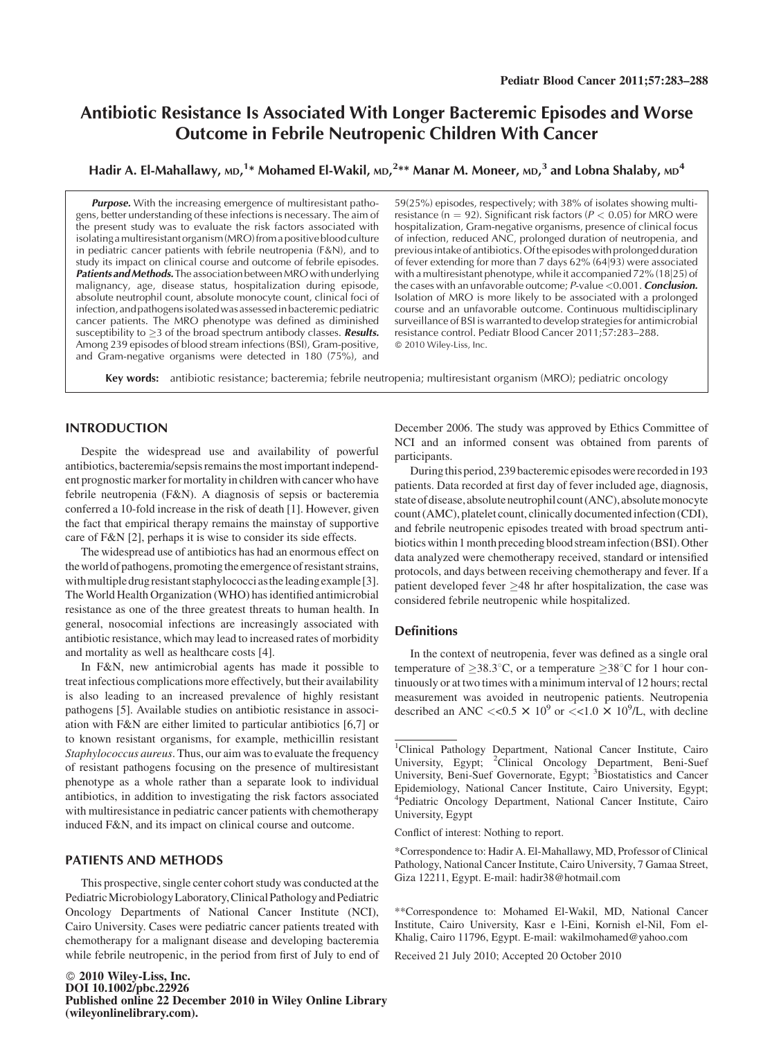# Antibiotic Resistance Is Associated With Longer Bacteremic Episodes and Worse Outcome in Febrile Neutropenic Children With Cancer

**Hadir A. El-Mahallawy, MD,[1]* Mohamed El-Wakil, MD,[2]** Manar M. Moneer, MD,[3] and Lobna Shalaby, MD[4]**

***Purpose.*** With the increasing emergence of multiresistant pathogens, better understanding of these infections is necessary. The aim of the present study was to evaluate the risk factors associated with isolating a multiresistant organism (MRO) from a positive blood culture in pediatric cancer patients with febrile neutropenia (F&N), and to study its impact on clinical course and outcome of febrile episodes. ***Patients and Methods.*** The association between MRO with underlying malignancy, age, disease status, hospitalization during episode, absolute neutrophil count, absolute monocyte count, clinical foci of infection, and pathogens isolated was assessed in bacteremic pediatric cancer patients. The MRO phenotype was defined as diminished susceptibility to ≥3 of the broad spectrum antibody classes. ***Results.*** Among 239 episodes of blood stream infections (BSI), Gram-positive, and Gram-negative organisms were detected in 180 (75%), and 59(25%) episodes, respectively; with 38% of isolates showing multiresistance (n = 92). Significant risk factors ($P < 0.05$) for MRO were hospitalization, Gram-negative organisms, presence of clinical focus of infection, reduced ANC, prolonged duration of neutropenia, and previous intake of antibiotics. Of the episodes with prolonged duration of fever extending for more than 7 days 62% (64|93) were associated with a multiresistant phenotype, while it accompanied 72% (18|25) of the cases with an unfavorable outcome; $P$-value <0.001. ***Conclusion.*** Isolation of MRO is more likely to be associated with a prolonged course and an unfavorable outcome. Continuous multidisciplinary surveillance of BSI is warranted to develop strategies for antimicrobial resistance control. Pediatr Blood Cancer 2011;57:283–288. © 2010 Wiley-Liss, Inc.

**Key words:** antibiotic resistance; bacteremia; febrile neutropenia; multiresistant organism (MRO); pediatric oncology

## INTRODUCTION

Despite the widespread use and availability of powerful antibiotics, bacteremia/sepsis remains the most important independent prognostic marker for mortality in children with cancer who have febrile neutropenia (F&N). A diagnosis of sepsis or bacteremia conferred a 10-fold increase in the risk of death [1]. However, given the fact that empirical therapy remains the mainstay of supportive care of F&N [2], perhaps it is wise to consider its side effects.

The widespread use of antibiotics has had an enormous effect on the world of pathogens, promoting the emergence of resistant strains, with multiple drug resistant staphylococci as the leading example [3]. The World Health Organization (WHO) has identified antimicrobial resistance as one of the three greatest threats to human health. In general, nosocomial infections are increasingly associated with antibiotic resistance, which may lead to increased rates of morbidity and mortality as well as healthcare costs [4].

In F&N, new antimicrobial agents has made it possible to treat infectious complications more effectively, but their availability is also leading to an increased prevalence of highly resistant pathogens [5]. Available studies on antibiotic resistance in association with F&N are either limited to particular antibiotics [6,7] or to known resistant organisms, for example, methicillin resistant *Staphylococcus aureus*. Thus, our aim was to evaluate the frequency of resistant pathogens focusing on the presence of multiresistant phenotype as a whole rather than a separate look to individual antibiotics, in addition to investigating the risk factors associated with multiresistance in pediatric cancer patients with chemotherapy induced F&N, and its impact on clinical course and outcome.

## PATIENTS AND METHODS

This prospective, single center cohort study was conducted at the Pediatric Microbiology Laboratory, Clinical Pathology and Pediatric Oncology Departments of National Cancer Institute (NCI), Cairo University. Cases were pediatric cancer patients treated with chemotherapy for a malignant disease and developing bacteremia while febrile neutropenic, in the period from first of July to end of December 2006. The study was approved by Ethics Committee of NCI and an informed consent was obtained from parents of participants.

During this period, 239 bacteremic episodes were recorded in 193 patients. Data recorded at first day of fever included age, diagnosis, state of disease, absolute neutrophil count (ANC), absolute monocyte count (AMC), platelet count, clinically documented infection (CDI), and febrile neutropenic episodes treated with broad spectrum antibiotics within 1 month preceding blood stream infection (BSI). Other data analyzed were chemotherapy received, standard or intensified protocols, and days between receiving chemotherapy and fever. If a patient developed fever ≥48 hr after hospitalization, the case was considered febrile neutropenic while hospitalized.

### Definitions

In the context of neutropenia, fever was defined as a single oral temperature of ≥38.3°C, or a temperature ≥38°C for 1 hour continuously or at two times with a minimum interval of 12 hours; rectal measurement was avoided in neutropenic patients. Neutropenia described an ANC $<<0.5 \times 10^9$ or $<<1.0 \times 10^9$/L, with decline

[1]Clinical Pathology Department, National Cancer Institute, Cairo University, Egypt; [2]Clinical Oncology Department, Beni-Suef University, Beni-Suef Governorate, Egypt; [3]Biostatistics and Cancer Epidemiology, National Cancer Institute, Cairo University, Egypt; [4]Pediatric Oncology Department, National Cancer Institute, Cairo University, Egypt

Conflict of interest: Nothing to report.

*Correspondence to: Hadir A. El-Mahallawy, MD, Professor of Clinical Pathology, National Cancer Institute, Cairo University, 7 Gamaa Street, Giza 12211, Egypt. E-mail: hadir38@hotmail.com

**Correspondence to: Mohamed El-Wakil, MD, National Cancer Institute, Cairo University, Kasr e l-Eini, Kornish el-Nil, Fom el-Khalig, Cairo 11796, Egypt. E-mail: wakilmohamed@yahoo.com

Received 21 July 2010; Accepted 20 October 2010

© 2010 Wiley-Liss, Inc.
DOI 10.1002/pbc.22926
Published online 22 December 2010 in Wiley Online Library (wileyonlinelibrary.com).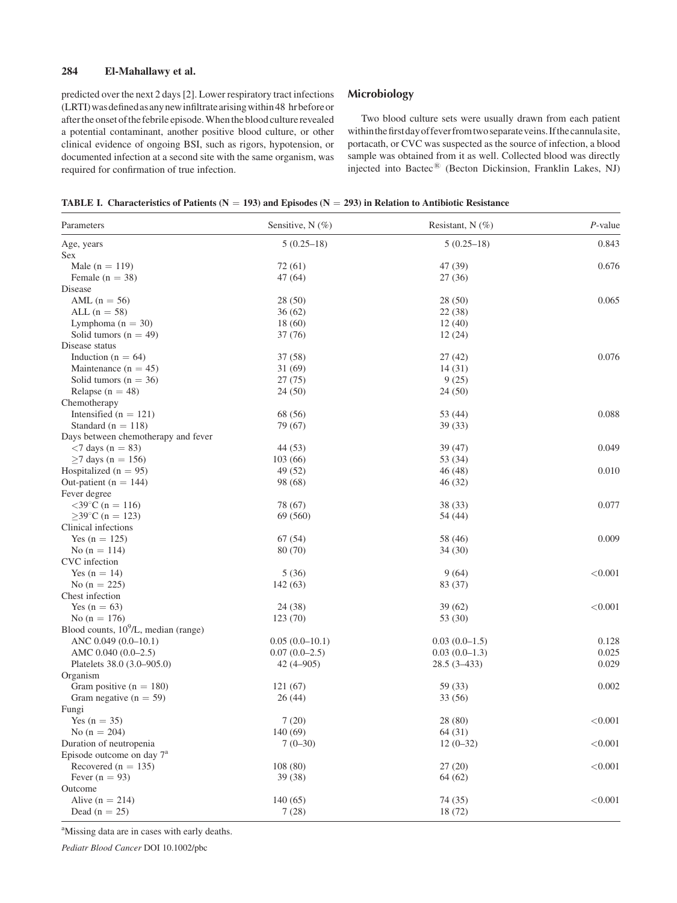predicted over the next 2 days [2]. Lower respiratory tract infections (LRTI) was defined as any new infiltrate arising within 48 hr before or after the onset of the febrile episode. When the blood culture revealed a potential contaminant, another positive blood culture, or other clinical evidence of ongoing BSI, such as rigors, hypotension, or documented infection at a second site with the same organism, was required for confirmation of true infection.

## Microbiology

Two blood culture sets were usually drawn from each patient within the first day of fever from two separate veins. If the cannula site, portacath, or CVC was suspected as the source of infection, a blood sample was obtained from it as well. Collected blood was directly injected into Bactec® (Becton Dickinson, Franklin Lakes, NJ)

**TABLE I. Characteristics of Patients (N = 193) and Episodes (N = 293) in Relation to Antibiotic Resistance**

| Parameters | Sensitive, N (%) | Resistant, N (%) | *P*-value |
|---|---|---|---|
| Age, years | 5 (0.25–18) | 5 (0.25–18) | 0.843 |
| Sex | | | |
| Male (n = 119) | 72 (61) | 47 (39) | 0.676 |
| Female (n = 38) | 47 (64) | 27 (36) | |
| Disease | | | |
| AML (n = 56) | 28 (50) | 28 (50) | 0.065 |
| ALL (n = 58) | 36 (62) | 22 (38) | |
| Lymphoma (n = 30) | 18 (60) | 12 (40) | |
| Solid tumors (n = 49) | 37 (76) | 12 (24) | |
| Disease status | | | |
| Induction (n = 64) | 37 (58) | 27 (42) | 0.076 |
| Maintenance (n = 45) | 31 (69) | 14 (31) | |
| Solid tumors (n = 36) | 27 (75) | 9 (25) | |
| Relapse (n = 48) | 24 (50) | 24 (50) | |
| Chemotherapy | | | |
| Intensified (n = 121) | 68 (56) | 53 (44) | 0.088 |
| Standard (n = 118) | 79 (67) | 39 (33) | |
| Days between chemotherapy and fever | | | |
| <7 days (n = 83) | 44 (53) | 39 (47) | 0.049 |
| ≥7 days (n = 156) | 103 (66) | 53 (34) | |
| Hospitalized (n = 95) | 49 (52) | 46 (48) | 0.010 |
| Out-patient (n = 144) | 98 (68) | 46 (32) | |
| Fever degree | | | |
| <39°C (n = 116) | 78 (67) | 38 (33) | 0.077 |
| ≥39°C (n = 123) | 69 (560) | 54 (44) | |
| Clinical infections | | | |
| Yes (n = 125) | 67 (54) | 58 (46) | 0.009 |
| No (n = 114) | 80 (70) | 34 (30) | |
| CVC infection | | | |
| Yes (n = 14) | 5 (36) | 9 (64) | <0.001 |
| No (n = 225) | 142 (63) | 83 (37) | |
| Chest infection | | | |
| Yes (n = 63) | 24 (38) | 39 (62) | <0.001 |
| No (n = 176) | 123 (70) | 53 (30) | |
| Blood counts, $10^9$/L, median (range) | | | |
| ANC 0.049 (0.0–10.1) | 0.05 (0.0–10.1) | 0.03 (0.0–1.5) | 0.128 |
| AMC 0.040 (0.0–2.5) | 0.07 (0.0–2.5) | 0.03 (0.0–1.3) | 0.025 |
| Platelets 38.0 (3.0–905.0) | 42 (4–905) | 28.5 (3–433) | 0.029 |
| Organism | | | |
| Gram positive (n = 180) | 121 (67) | 59 (33) | 0.002 |
| Gram negative (n = 59) | 26 (44) | 33 (56) | |
| Fungi | | | |
| Yes (n = 35) | 7 (20) | 28 (80) | <0.001 |
| No (n = 204) | 140 (69) | 64 (31) | |
| Duration of neutropenia | 7 (0–30) | 12 (0–32) | <0.001 |
| Episode outcome on day 7[a] | | | |
| Recovered (n = 135) | 108 (80) | 27 (20) | <0.001 |
| Fever (n = 93) | 39 (38) | 64 (62) | |
| Outcome | | | |
| Alive (n = 214) | 140 (65) | 74 (35) | <0.001 |
| Dead (n = 25) | 7 (28) | 18 (72) | |

[a]Missing data are in cases with early deaths.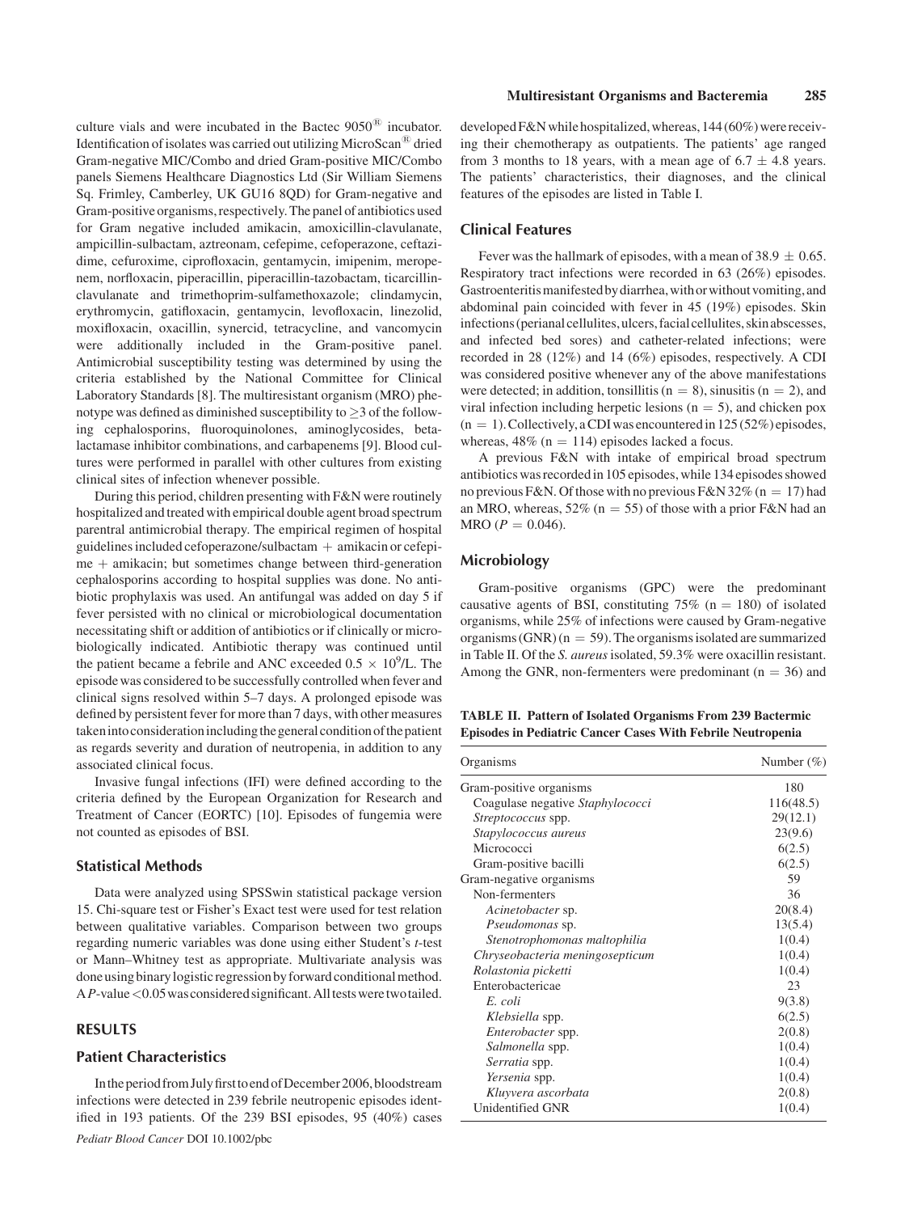culture vials and were incubated in the Bactec 9050® incubator. Identification of isolates was carried out utilizing MicroScan® dried Gram-negative MIC/Combo and dried Gram-positive MIC/Combo panels Siemens Healthcare Diagnostics Ltd (Sir William Siemens Sq. Frimley, Camberley, UK GU16 8QD) for Gram-negative and Gram-positive organisms, respectively. The panel of antibiotics used for Gram negative included amikacin, amoxicillin-clavulanate, ampicillin-sulbactam, aztreonam, cefepime, cefoperazone, ceftazidime, cefuroxime, ciprofloxacin, gentamycin, imipenim, meropenem, norfloxacin, piperacillin, piperacillin-tazobactam, ticarcillin-clavulanate and trimethoprim-sulfamethoxazole; clindamycin, erythromycin, gatifloxacin, gentamycin, levofloxacin, linezolid, moxifloxacin, oxacillin, synercid, tetracycline, and vancomycin were additionally included in the Gram-positive panel. Antimicrobial susceptibility testing was determined by using the criteria established by the National Committee for Clinical Laboratory Standards [8]. The multiresistant organism (MRO) phenotype was defined as diminished susceptibility to $\geq$3 of the following cephalosporins, fluoroquinolones, aminoglycosides, beta-lactamase inhibitor combinations, and carbapenems [9]. Blood cultures were performed in parallel with other cultures from existing clinical sites of infection whenever possible.

During this period, children presenting with F&N were routinely hospitalized and treated with empirical double agent broad spectrum parentral antimicrobial therapy. The empirical regimen of hospital guidelines included cefoperazone/sulbactam + amikacin or cefepime + amikacin; but sometimes change between third-generation cephalosporins according to hospital supplies was done. No antibiotic prophylaxis was used. An antifungal was added on day 5 if fever persisted with no clinical or microbiological documentation necessitating shift or addition of antibiotics or if clinically or microbiologically indicated. Antibiotic therapy was continued until the patient became a febrile and ANC exceeded $0.5 \times 10^9$/L. The episode was considered to be successfully controlled when fever and clinical signs resolved within 5–7 days. A prolonged episode was defined by persistent fever for more than 7 days, with other measures taken into consideration including the general condition of the patient as regards severity and duration of neutropenia, in addition to any associated clinical focus.

Invasive fungal infections (IFI) were defined according to the criteria defined by the European Organization for Research and Treatment of Cancer (EORTC) [10]. Episodes of fungemia were not counted as episodes of BSI.

### Statistical Methods

Data were analyzed using SPSSwin statistical package version 15. Chi-square test or Fisher's Exact test were used for test relation between qualitative variables. Comparison between two groups regarding numeric variables was done using either Student's *t*-test or Mann–Whitney test as appropriate. Multivariate analysis was done using binary logistic regression by forward conditional method. A *P*-value <0.05 was considered significant. All tests were two tailed.

## RESULTS

### Patient Characteristics

In the period from July first to end of December 2006, bloodstream infections were detected in 239 febrile neutropenic episodes identified in 193 patients. Of the 239 BSI episodes, 95 (40%) cases developed F&N while hospitalized, whereas, 144 (60%) were receiving their chemotherapy as outpatients. The patients' age ranged from 3 months to 18 years, with a mean age of $6.7 \pm 4.8$ years. The patients' characteristics, their diagnoses, and the clinical features of the episodes are listed in Table I.

### Clinical Features

Fever was the hallmark of episodes, with a mean of $38.9 \pm 0.65$. Respiratory tract infections were recorded in 63 (26%) episodes. Gastroenteritis manifested by diarrhea, with or without vomiting, and abdominal pain coincided with fever in 45 (19%) episodes. Skin infections (perianal cellulites, ulcers, facial cellulites, skin abscesses, and infected bed sores) and catheter-related infections; were recorded in 28 (12%) and 14 (6%) episodes, respectively. A CDI was considered positive whenever any of the above manifestations were detected; in addition, tonsillitis (n = 8), sinusitis (n = 2), and viral infection including herpetic lesions (n = 5), and chicken pox (n = 1). Collectively, a CDI was encountered in 125 (52%) episodes, whereas, 48% (n = 114) episodes lacked a focus.

A previous F&N with intake of empirical broad spectrum antibiotics was recorded in 105 episodes, while 134 episodes showed no previous F&N. Of those with no previous F&N 32% (n = 17) had an MRO, whereas, 52% (n = 55) of those with a prior F&N had an MRO ($P = 0.046$).

### Microbiology

Gram-positive organisms (GPC) were the predominant causative agents of BSI, constituting 75% (n = 180) of isolated organisms, while 25% of infections were caused by Gram-negative organisms (GNR) (n = 59). The organisms isolated are summarized in Table II. Of the *S. aureus* isolated, 59.3% were oxacillin resistant. Among the GNR, non-fermenters were predominant (n = 36) and

**TABLE II. Pattern of Isolated Organisms From 239 Bactermic Episodes in Pediatric Cancer Cases With Febrile Neutropenia**

| Organisms | Number (%) |
|---|---|
| Gram-positive organisms | 180 |
| Coagulase negative *Staphylococci* | 116(48.5) |
| *Streptococcus* spp. | 29(12.1) |
| *Stapylococcus aureus* | 23(9.6) |
| Micrococci | 6(2.5) |
| Gram-positive bacilli | 6(2.5) |
| Gram-negative organisms | 59 |
| Non-fermenters | 36 |
| *Acinetobacter* sp. | 20(8.4) |
| *Pseudomonas* sp. | 13(5.4) |
| *Stenotrophomonas maltophilia* | 1(0.4) |
| *Chryseobacteria meningosepticum* | 1(0.4) |
| *Rolastonia picketti* | 1(0.4) |
| Enterobactericae | 23 |
| *E. coli* | 9(3.8) |
| *Klebsiella* spp. | 6(2.5) |
| *Enterobacter* spp. | 2(0.8) |
| *Salmonella* spp. | 1(0.4) |
| *Serratia* spp. | 1(0.4) |
| *Yersenia* spp. | 1(0.4) |
| *Kluyvera ascorbata* | 2(0.8) |
| Unidentified GNR | 1(0.4) |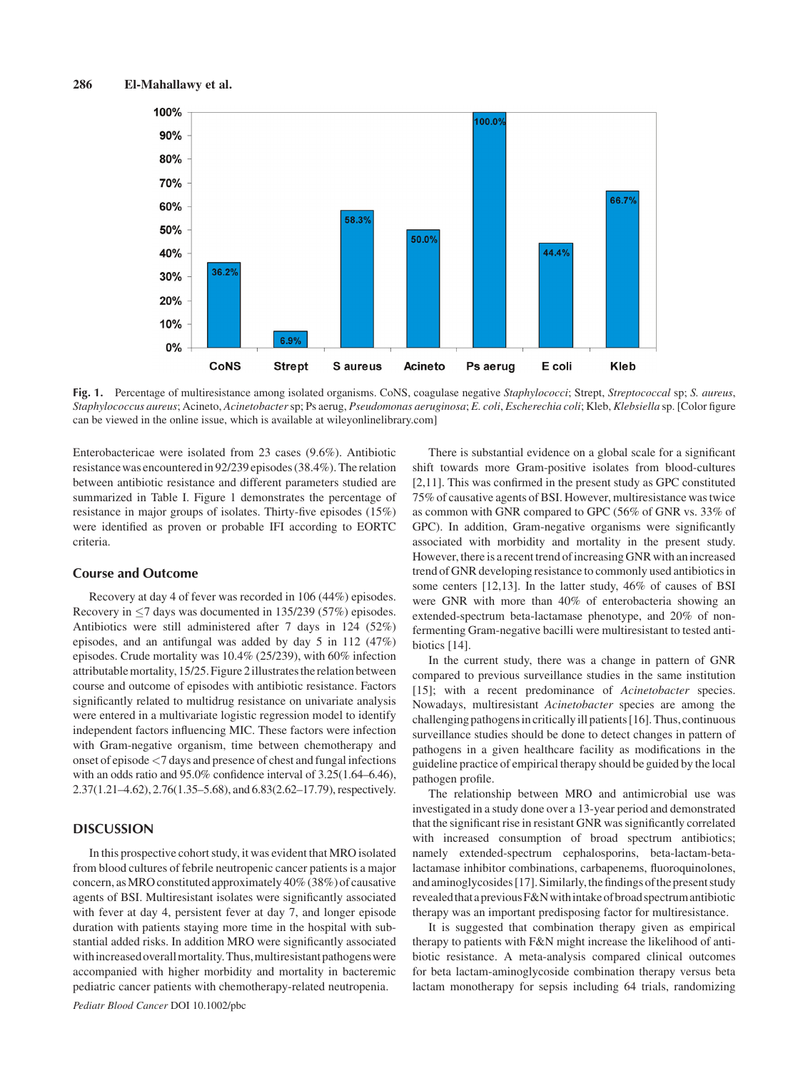Fig. 1. Percentage of multiresistance among isolated organisms. CoNS, coagulase negative *Staphylococci*; Strept, *Streptococcal* sp; *S. aureus*, *Staphylococcus aureus*; Acineto, *Acinetobacter* sp; Ps aerug, *Pseudomonas aeruginosa*; *E. coli*, *Escherechia coli*; Kleb, *Klebsiella* sp. [Color figure can be viewed in the online issue, which is available at wileyonlinelibrary.com]

Enterobactericae were isolated from 23 cases (9.6%). Antibiotic resistance was encountered in 92/239 episodes (38.4%). The relation between antibiotic resistance and different parameters studied are summarized in Table I. Figure 1 demonstrates the percentage of resistance in major groups of isolates. Thirty-five episodes (15%) were identified as proven or probable IFI according to EORTC criteria.

### Course and Outcome

Recovery at day 4 of fever was recorded in 106 (44%) episodes. Recovery in ≤7 days was documented in 135/239 (57%) episodes. Antibiotics were still administered after 7 days in 124 (52%) episodes, and an antifungal was added by day 5 in 112 (47%) episodes. Crude mortality was 10.4% (25/239), with 60% infection attributable mortality, 15/25. Figure 2 illustrates the relation between course and outcome of episodes with antibiotic resistance. Factors significantly related to multidrug resistance on univariate analysis were entered in a multivariate logistic regression model to identify independent factors influencing MIC. These factors were infection with Gram-negative organism, time between chemotherapy and onset of episode <7 days and presence of chest and fungal infections with an odds ratio and 95.0% confidence interval of 3.25(1.64–6.46), 2.37(1.21–4.62), 2.76(1.35–5.68), and 6.83(2.62–17.79), respectively.

## DISCUSSION

In this prospective cohort study, it was evident that MRO isolated from blood cultures of febrile neutropenic cancer patients is a major concern, as MRO constituted approximately 40% (38%) of causative agents of BSI. Multiresistant isolates were significantly associated with fever at day 4, persistent fever at day 7, and longer episode duration with patients staying more time in the hospital with substantial added risks. In addition MRO were significantly associated with increased overall mortality. Thus, multiresistant pathogens were accompanied with higher morbidity and mortality in bacteremic pediatric cancer patients with chemotherapy-related neutropenia.

There is substantial evidence on a global scale for a significant shift towards more Gram-positive isolates from blood-cultures [2,11]. This was confirmed in the present study as GPC constituted 75% of causative agents of BSI. However, multiresistance was twice as common with GNR compared to GPC (56% of GNR vs. 33% of GPC). In addition, Gram-negative organisms were significantly associated with morbidity and mortality in the present study. However, there is a recent trend of increasing GNR with an increased trend of GNR developing resistance to commonly used antibiotics in some centers [12,13]. In the latter study, 46% of causes of BSI were GNR with more than 40% of enterobacteria showing an extended-spectrum beta-lactamase phenotype, and 20% of non-fermenting Gram-negative bacilli were multiresistant to tested antibiotics [14].

In the current study, there was a change in pattern of GNR compared to previous surveillance studies in the same institution [15]; with a recent predominance of *Acinetobacter* species. Nowadays, multiresistant *Acinetobacter* species are among the challenging pathogens in critically ill patients [16]. Thus, continuous surveillance studies should be done to detect changes in pattern of pathogens in a given healthcare facility as modifications in the guideline practice of empirical therapy should be guided by the local pathogen profile.

The relationship between MRO and antimicrobial use was investigated in a study done over a 13-year period and demonstrated that the significant rise in resistant GNR was significantly correlated with increased consumption of broad spectrum antibiotics; namely extended-spectrum cephalosporins, beta-lactam-beta-lactamase inhibitor combinations, carbapenems, fluoroquinolones, and aminoglycosides [17]. Similarly, the findings of the present study revealed that a previous F&N with intake of broad spectrum antibiotic therapy was an important predisposing factor for multiresistance.

It is suggested that combination therapy given as empirical therapy to patients with F&N might increase the likelihood of antibiotic resistance. A meta-analysis compared clinical outcomes for beta lactam-aminoglycoside combination therapy versus beta lactam monotherapy for sepsis including 64 trials, randomizing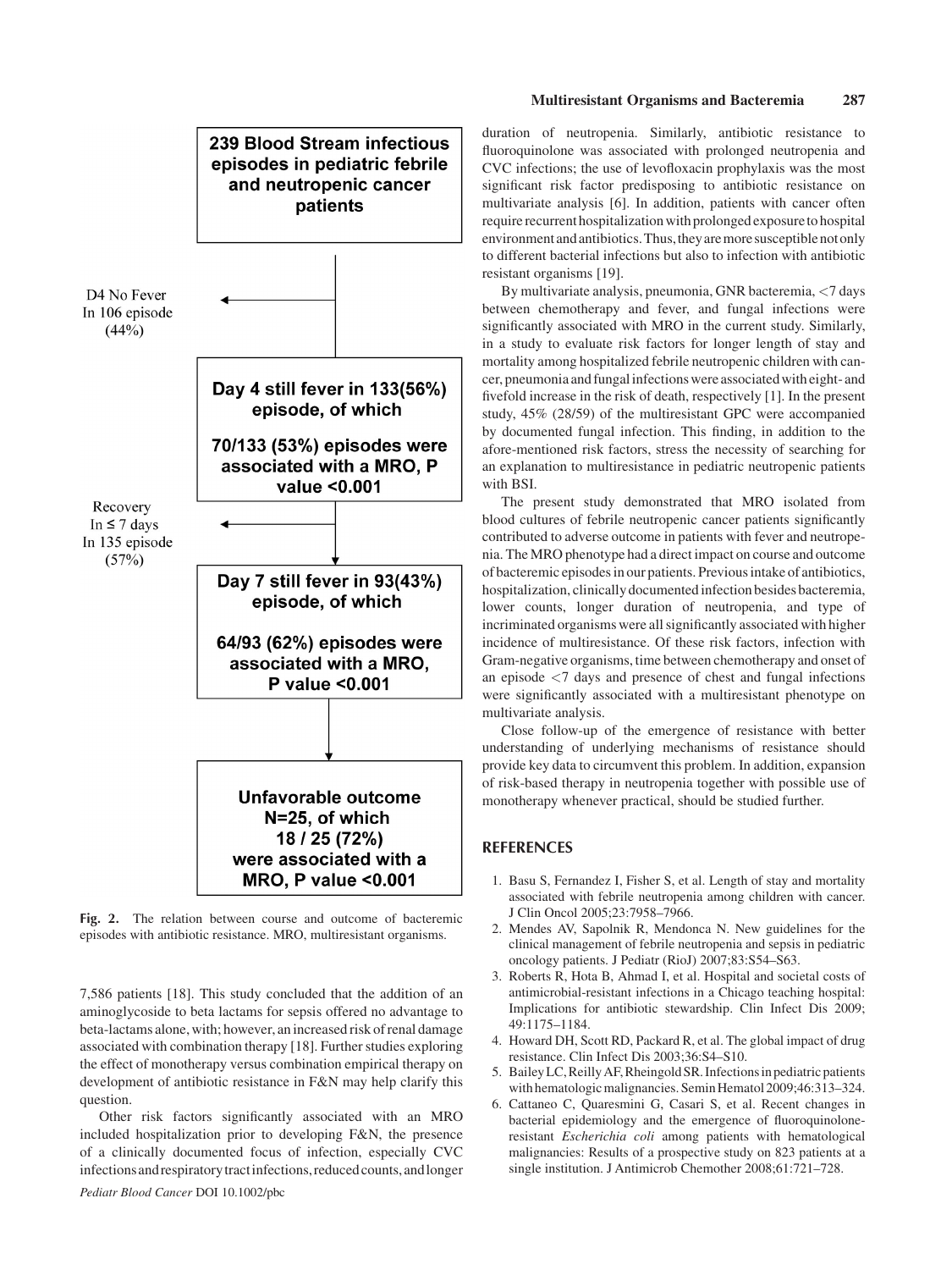239 Blood Stream infectious episodes in pediatric febrile and neutropenic cancer patients

D4 No Fever In 106 episode (44%)

Day 4 still fever in 133(56%) episode, of which

70/133 (53%) episodes were associated with a MRO, P value <0.001

Recovery In ≤ 7 days In 135 episode (57%)

Day 7 still fever in 93(43%) episode, of which

64/93 (62%) episodes were associated with a MRO, P value <0.001

Unfavorable outcome N=25, of which 18 / 25 (72%) were associated with a MRO, P value <0.001

**Fig. 2.** The relation between course and outcome of bacteremic episodes with antibiotic resistance. MRO, multiresistant organisms.

7,586 patients [18]. This study concluded that the addition of an aminoglycoside to beta lactams for sepsis offered no advantage to beta-lactams alone, with; however, an increased risk of renal damage associated with combination therapy [18]. Further studies exploring the effect of monotherapy versus combination empirical therapy on development of antibiotic resistance in F&N may help clarify this question.

Other risk factors significantly associated with an MRO included hospitalization prior to developing F&N, the presence of a clinically documented focus of infection, especially CVC infections and respiratory tract infections, reduced counts, and longer duration of neutropenia. Similarly, antibiotic resistance to fluoroquinolone was associated with prolonged neutropenia and CVC infections; the use of levofloxacin prophylaxis was the most significant risk factor predisposing to antibiotic resistance on multivariate analysis [6]. In addition, patients with cancer often require recurrent hospitalization with prolonged exposure to hospital environment and antibiotics. Thus, they are more susceptible not only to different bacterial infections but also to infection with antibiotic resistant organisms [19].

By multivariate analysis, pneumonia, GNR bacteremia, <7 days between chemotherapy and fever, and fungal infections were significantly associated with MRO in the current study. Similarly, in a study to evaluate risk factors for longer length of stay and mortality among hospitalized febrile neutropenic children with cancer, pneumonia and fungal infections were associated with eight- and fivefold increase in the risk of death, respectively [1]. In the present study, 45% (28/59) of the multiresistant GPC were accompanied by documented fungal infection. This finding, in addition to the afore-mentioned risk factors, stress the necessity of searching for an explanation to multiresistance in pediatric neutropenic patients with BSI.

The present study demonstrated that MRO isolated from blood cultures of febrile neutropenic cancer patients significantly contributed to adverse outcome in patients with fever and neutropenia. The MRO phenotype had a direct impact on course and outcome of bacteremic episodes in our patients. Previous intake of antibiotics, hospitalization, clinically documented infection besides bacteremia, lower counts, longer duration of neutropenia, and type of incriminated organisms were all significantly associated with higher incidence of multiresistance. Of these risk factors, infection with Gram-negative organisms, time between chemotherapy and onset of an episode <7 days and presence of chest and fungal infections were significantly associated with a multiresistant phenotype on multivariate analysis.

Close follow-up of the emergence of resistance with better understanding of underlying mechanisms of resistance should provide key data to circumvent this problem. In addition, expansion of risk-based therapy in neutropenia together with possible use of monotherapy whenever practical, should be studied further.

## REFERENCES

1. Basu S, Fernandez I, Fisher S, et al. Length of stay and mortality associated with febrile neutropenia among children with cancer. J Clin Oncol 2005;23:7958–7966.
2. Mendes AV, Sapolnik R, Mendonca N. New guidelines for the clinical management of febrile neutropenia and sepsis in pediatric oncology patients. J Pediatr (RioJ) 2007;83:S54–S63.
3. Roberts R, Hota B, Ahmad I, et al. Hospital and societal costs of antimicrobial-resistant infections in a Chicago teaching hospital: Implications for antibiotic stewardship. Clin Infect Dis 2009; 49:1175–1184.
4. Howard DH, Scott RD, Packard R, et al. The global impact of drug resistance. Clin Infect Dis 2003;36:S4–S10.
5. Bailey LC, Reilly AF, Rheingold SR. Infections in pediatric patients with hematologic malignancies. Semin Hematol 2009;46:313–324.
6. Cattaneo C, Quaresmini G, Casari S, et al. Recent changes in bacterial epidemiology and the emergence of fluoroquinolone-resistant *Escherichia coli* among patients with hematological malignancies: Results of a prospective study on 823 patients at a single institution. J Antimicrob Chemother 2008;61:721–728.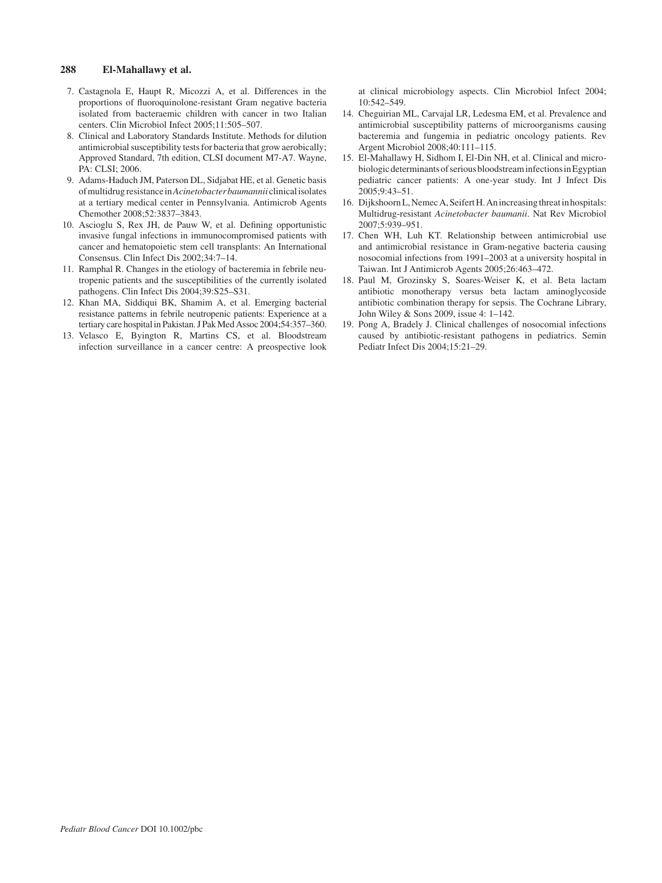7. Castagnola E, Haupt R, Micozzi A, et al. Differences in the proportions of fluoroquinolone-resistant Gram negative bacteria isolated from bacteraemic children with cancer in two Italian centers. Clin Microbiol Infect 2005;11:505–507.
8. Clinical and Laboratory Standards Institute. Methods for dilution antimicrobial susceptibility tests for bacteria that grow aerobically; Approved Standard, 7th edition, CLSI document M7-A7. Wayne, PA: CLSI; 2006.
9. Adams-Haduch JM, Paterson DL, Sidjabat HE, et al. Genetic basis of multidrug resistance in *Acinetobacter baumannii* clinical isolates at a tertiary medical center in Pennsylvania. Antimicrob Agents Chemother 2008;52:3837–3843.
10. Ascioglu S, Rex JH, de Pauw W, et al. Defining opportunistic invasive fungal infections in immunocompromised patients with cancer and hematopoietic stem cell transplants: An International Consensus. Clin Infect Dis 2002;34:7–14.
11. Ramphal R. Changes in the etiology of bacteremia in febrile neutropenic patients and the susceptibilities of the currently isolated pathogens. Clin Infect Dis 2004;39:S25–S31.
12. Khan MA, Siddiqui BK, Shamim A, et al. Emerging bacterial resistance patterns in febrile neutropenic patients: Experience at a tertiary care hospital in Pakistan. J Pak Med Assoc 2004;54:357–360.
13. Velasco E, Byington R, Martins CS, et al. Bloodstream infection surveillance in a cancer centre: A preospective look at clinical microbiology aspects. Clin Microbiol Infect 2004; 10:542–549.
14. Cheguirian ML, Carvajal LR, Ledesma EM, et al. Prevalence and antimicrobial susceptibility patterns of microorganisms causing bacteremia and fungemia in pediatric oncology patients. Rev Argent Microbiol 2008;40:111–115.
15. El-Mahallawy H, Sidhom I, El-Din NH, et al. Clinical and microbiologic determinants of serious bloodstream infections in Egyptian pediatric cancer patients: A one-year study. Int J Infect Dis 2005;9:43–51.
16. Dijkshoorn L, Nemec A, Seifert H. An increasing threat in hospitals: Multidrug-resistant *Acinetobacter baumanii*. Nat Rev Microbiol 2007;5:939–951.
17. Chen WH, Luh KT. Relationship between antimicrobial use and antimicrobial resistance in Gram-negative bacteria causing nosocomial infections from 1991–2003 at a university hospital in Taiwan. Int J Antimicrob Agents 2005;26:463–472.
18. Paul M, Grozinsky S, Soares-Weiser K, et al. Beta lactam antibiotic monotherapy versus beta lactam aminoglycoside antibiotic combination therapy for sepsis. The Cochrane Library, John Wiley & Sons 2009, issue 4: 1–142.
19. Pong A, Bradely J. Clinical challenges of nosocomial infections caused by antibiotic-resistant pathogens in pediatrics. Semin Pediatr Infect Dis 2004;15:21–29.